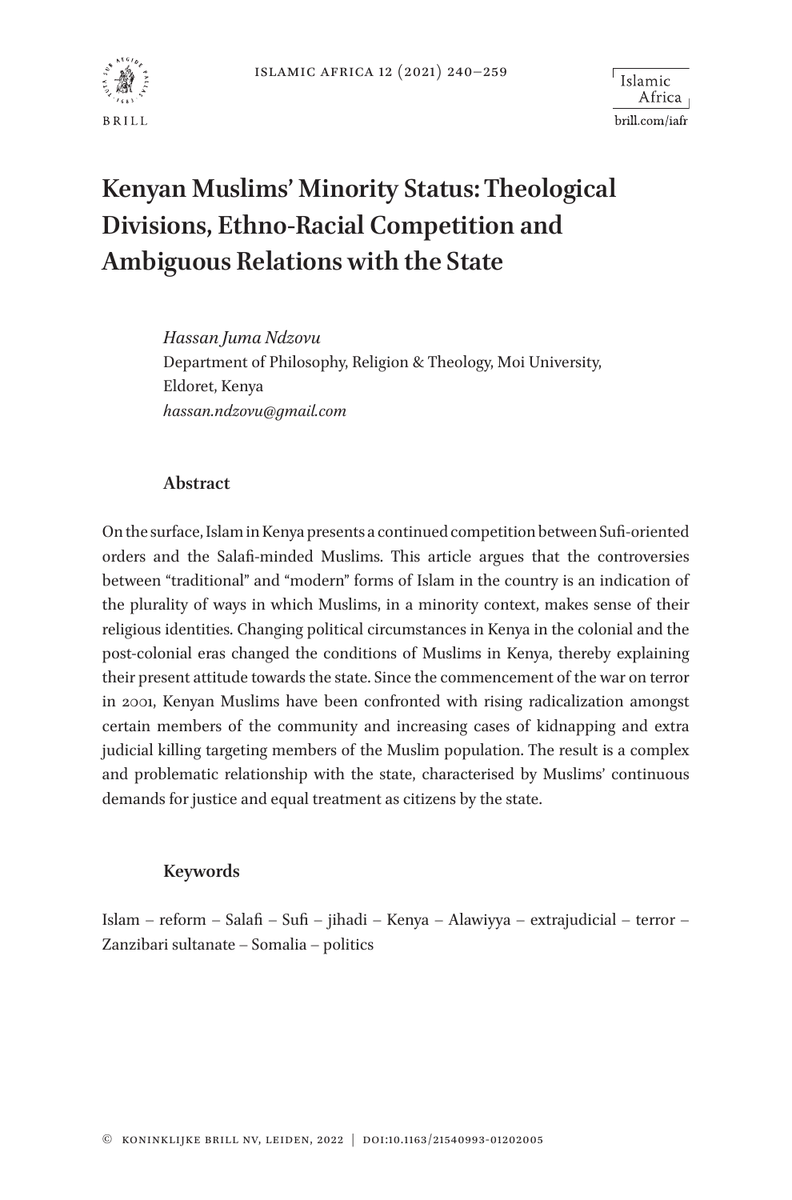# Kenyan Muslims' Minority Status: Theological Divisions, Ethno-Racial Competition and Ambiguous Relations with the State

*Hassan Juma Ndzovu*
Department of Philosophy, Religion & Theology, Moi University, Eldoret, Kenya
*hassan.ndzovu@gmail.com*

## Abstract

On the surface, Islam in Kenya presents a continued competition between Sufi-oriented orders and the Salafi-minded Muslims. This article argues that the controversies between "traditional" and "modern" forms of Islam in the country is an indication of the plurality of ways in which Muslims, in a minority context, makes sense of their religious identities. Changing political circumstances in Kenya in the colonial and the post-colonial eras changed the conditions of Muslims in Kenya, thereby explaining their present attitude towards the state. Since the commencement of the war on terror in 2001, Kenyan Muslims have been confronted with rising radicalization amongst certain members of the community and increasing cases of kidnapping and extra judicial killing targeting members of the Muslim population. The result is a complex and problematic relationship with the state, characterised by Muslims' continuous demands for justice and equal treatment as citizens by the state.

## Keywords

Islam – reform – Salafi – Sufi – jihadi – Kenya – Alawiyya – extrajudicial – terror – Zanzibari sultanate – Somalia – politics

© Koninklijke Brill NV, Leiden, 2022 | DOI:10.1163/21540993-01202005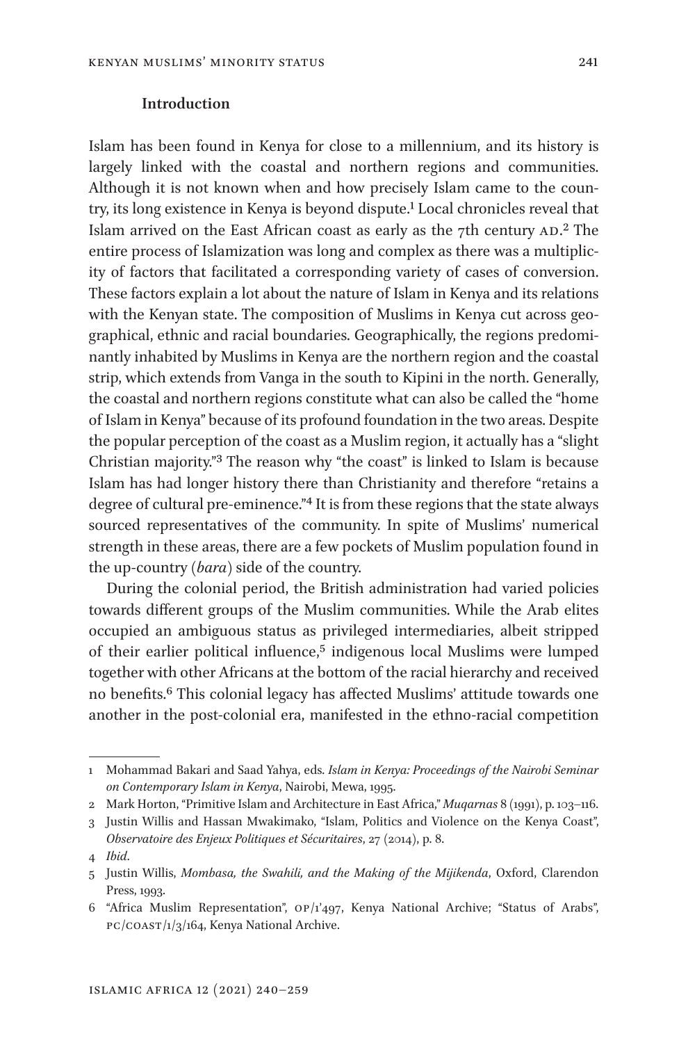## Introduction

Islam has been found in Kenya for close to a millennium, and its history is largely linked with the coastal and northern regions and communities. Although it is not known when and how precisely Islam came to the country, its long existence in Kenya is beyond dispute.[1] Local chronicles reveal that Islam arrived on the East African coast as early as the 7th century AD.[2] The entire process of Islamization was long and complex as there was a multiplicity of factors that facilitated a corresponding variety of cases of conversion. These factors explain a lot about the nature of Islam in Kenya and its relations with the Kenyan state. The composition of Muslims in Kenya cut across geographical, ethnic and racial boundaries. Geographically, the regions predominantly inhabited by Muslims in Kenya are the northern region and the coastal strip, which extends from Vanga in the south to Kipini in the north. Generally, the coastal and northern regions constitute what can also be called the "home of Islam in Kenya" because of its profound foundation in the two areas. Despite the popular perception of the coast as a Muslim region, it actually has a "slight Christian majority."[3] The reason why "the coast" is linked to Islam is because Islam has had longer history there than Christianity and therefore "retains a degree of cultural pre-eminence."[4] It is from these regions that the state always sourced representatives of the community. In spite of Muslims' numerical strength in these areas, there are a few pockets of Muslim population found in the up-country (*bara*) side of the country.

During the colonial period, the British administration had varied policies towards different groups of the Muslim communities. While the Arab elites occupied an ambiguous status as privileged intermediaries, albeit stripped of their earlier political influence,[5] indigenous local Muslims were lumped together with other Africans at the bottom of the racial hierarchy and received no benefits.[6] This colonial legacy has affected Muslims' attitude towards one another in the post-colonial era, manifested in the ethno-racial competition

---

1 Mohammad Bakari and Saad Yahya, eds. *Islam in Kenya: Proceedings of the Nairobi Seminar on Contemporary Islam in Kenya*, Nairobi, Mewa, 1995.

2 Mark Horton, "Primitive Islam and Architecture in East Africa," *Muqarnas* 8 (1991), p. 103–116.

3 Justin Willis and Hassan Mwakimako, "Islam, Politics and Violence on the Kenya Coast", *Observatoire des Enjeux Politiques et Sécuritaires*, 27 (2014), p. 8.

4 *Ibid*.

5 Justin Willis, *Mombasa, the Swahili, and the Making of the Mijikenda*, Oxford, Clarendon Press, 1993.

6 "Africa Muslim Representation", OP/1'497, Kenya National Archive; "Status of Arabs", PC/COAST/1/3/164, Kenya National Archive.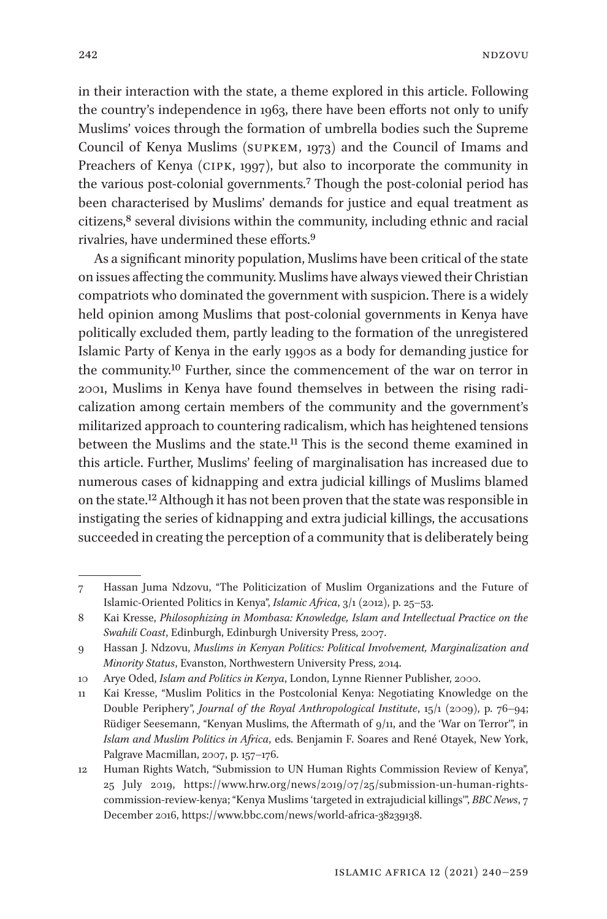in their interaction with the state, a theme explored in this article. Following the country's independence in 1963, there have been efforts not only to unify Muslims' voices through the formation of umbrella bodies such the Supreme Council of Kenya Muslims (SUPKEM, 1973) and the Council of Imams and Preachers of Kenya (CIPK, 1997), but also to incorporate the community in the various post-colonial governments.[7] Though the post-colonial period has been characterised by Muslims' demands for justice and equal treatment as citizens,[8] several divisions within the community, including ethnic and racial rivalries, have undermined these efforts.[9]

As a significant minority population, Muslims have been critical of the state on issues affecting the community. Muslims have always viewed their Christian compatriots who dominated the government with suspicion. There is a widely held opinion among Muslims that post-colonial governments in Kenya have politically excluded them, partly leading to the formation of the unregistered Islamic Party of Kenya in the early 1990s as a body for demanding justice for the community.[10] Further, since the commencement of the war on terror in 2001, Muslims in Kenya have found themselves in between the rising radicalization among certain members of the community and the government's militarized approach to countering radicalism, which has heightened tensions between the Muslims and the state.[11] This is the second theme examined in this article. Further, Muslims' feeling of marginalisation has increased due to numerous cases of kidnapping and extra judicial killings of Muslims blamed on the state.[12] Although it has not been proven that the state was responsible in instigating the series of kidnapping and extra judicial killings, the accusations succeeded in creating the perception of a community that is deliberately being

---

7 Hassan Juma Ndzovu, "The Politicization of Muslim Organizations and the Future of Islamic-Oriented Politics in Kenya", *Islamic Africa*, 3/1 (2012), p. 25–53.

8 Kai Kresse, *Philosophizing in Mombasa: Knowledge, Islam and Intellectual Practice on the Swahili Coast*, Edinburgh, Edinburgh University Press, 2007.

9 Hassan J. Ndzovu, *Muslims in Kenyan Politics: Political Involvement, Marginalization and Minority Status*, Evanston, Northwestern University Press, 2014.

10 Arye Oded, *Islam and Politics in Kenya*, London, Lynne Rienner Publisher, 2000.

11 Kai Kresse, "Muslim Politics in the Postcolonial Kenya: Negotiating Knowledge on the Double Periphery", *Journal of the Royal Anthropological Institute*, 15/1 (2009), p. 76–94; Rüdiger Seesemann, "Kenyan Muslims, the Aftermath of 9/11, and the 'War on Terror'", in *Islam and Muslim Politics in Africa*, eds. Benjamin F. Soares and René Otayek, New York, Palgrave Macmillan, 2007, p. 157–176.

12 Human Rights Watch, "Submission to UN Human Rights Commission Review of Kenya", 25 July 2019, https://www.hrw.org/news/2019/07/25/submission-un-human-rights-commission-review-kenya; "Kenya Muslims 'targeted in extrajudicial killings'", *BBC News*, 7 December 2016, https://www.bbc.com/news/world-africa-38239138.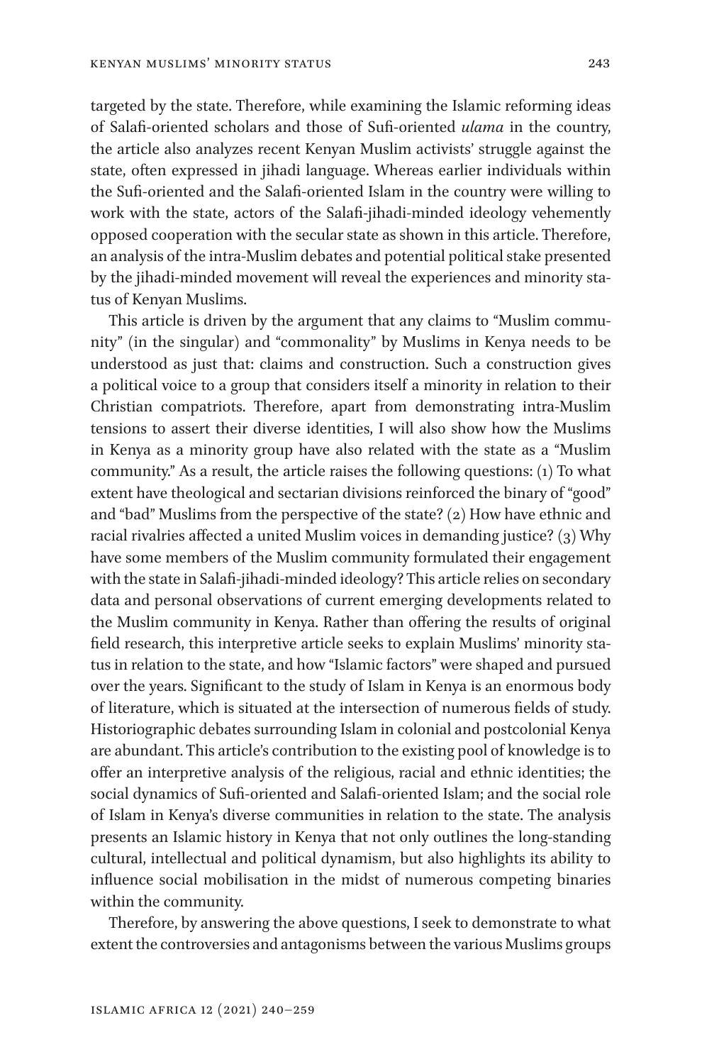targeted by the state. Therefore, while examining the Islamic reforming ideas of Salafi-oriented scholars and those of Sufi-oriented *ulama* in the country, the article also analyzes recent Kenyan Muslim activists' struggle against the state, often expressed in jihadi language. Whereas earlier individuals within the Sufi-oriented and the Salafi-oriented Islam in the country were willing to work with the state, actors of the Salafi-jihadi-minded ideology vehemently opposed cooperation with the secular state as shown in this article. Therefore, an analysis of the intra-Muslim debates and potential political stake presented by the jihadi-minded movement will reveal the experiences and minority status of Kenyan Muslims.

This article is driven by the argument that any claims to "Muslim community" (in the singular) and "commonality" by Muslims in Kenya needs to be understood as just that: claims and construction. Such a construction gives a political voice to a group that considers itself a minority in relation to their Christian compatriots. Therefore, apart from demonstrating intra-Muslim tensions to assert their diverse identities, I will also show how the Muslims in Kenya as a minority group have also related with the state as a "Muslim community." As a result, the article raises the following questions: (1) To what extent have theological and sectarian divisions reinforced the binary of "good" and "bad" Muslims from the perspective of the state? (2) How have ethnic and racial rivalries affected a united Muslim voices in demanding justice? (3) Why have some members of the Muslim community formulated their engagement with the state in Salafi-jihadi-minded ideology? This article relies on secondary data and personal observations of current emerging developments related to the Muslim community in Kenya. Rather than offering the results of original field research, this interpretive article seeks to explain Muslims' minority status in relation to the state, and how "Islamic factors" were shaped and pursued over the years. Significant to the study of Islam in Kenya is an enormous body of literature, which is situated at the intersection of numerous fields of study. Historiographic debates surrounding Islam in colonial and postcolonial Kenya are abundant. This article's contribution to the existing pool of knowledge is to offer an interpretive analysis of the religious, racial and ethnic identities; the social dynamics of Sufi-oriented and Salafi-oriented Islam; and the social role of Islam in Kenya's diverse communities in relation to the state. The analysis presents an Islamic history in Kenya that not only outlines the long-standing cultural, intellectual and political dynamism, but also highlights its ability to influence social mobilisation in the midst of numerous competing binaries within the community.

Therefore, by answering the above questions, I seek to demonstrate to what extent the controversies and antagonisms between the various Muslims groups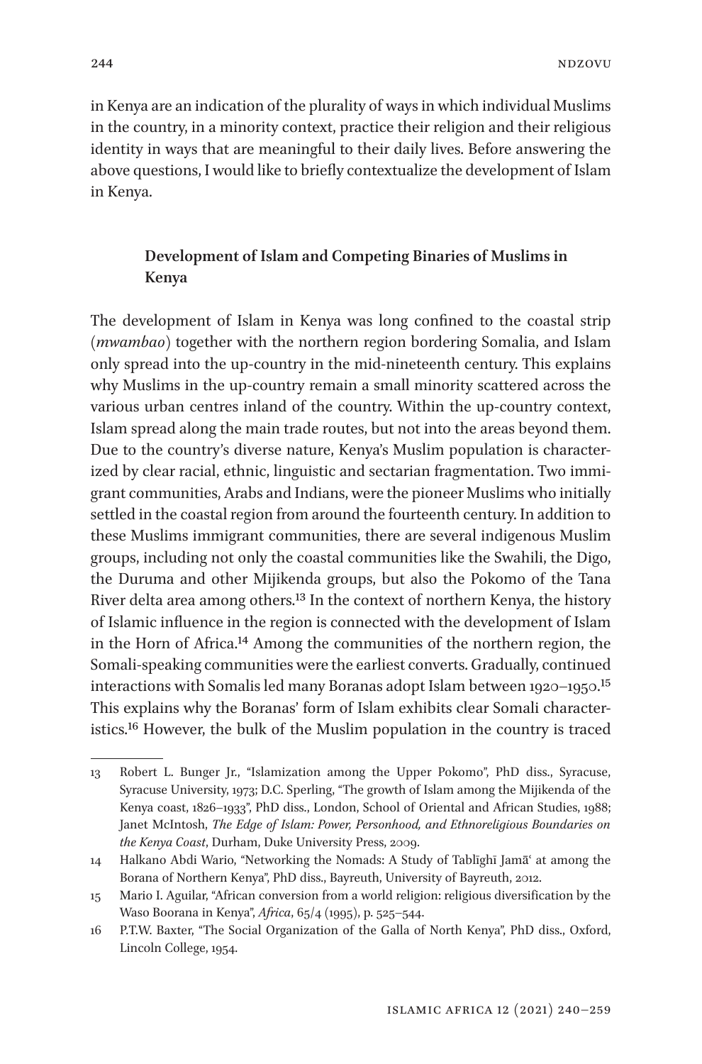in Kenya are an indication of the plurality of ways in which individual Muslims in the country, in a minority context, practice their religion and their religious identity in ways that are meaningful to their daily lives. Before answering the above questions, I would like to briefly contextualize the development of Islam in Kenya.

## Development of Islam and Competing Binaries of Muslims in Kenya

The development of Islam in Kenya was long confined to the coastal strip (*mwambao*) together with the northern region bordering Somalia, and Islam only spread into the up-country in the mid-nineteenth century. This explains why Muslims in the up-country remain a small minority scattered across the various urban centres inland of the country. Within the up-country context, Islam spread along the main trade routes, but not into the areas beyond them. Due to the country's diverse nature, Kenya's Muslim population is characterized by clear racial, ethnic, linguistic and sectarian fragmentation. Two immigrant communities, Arabs and Indians, were the pioneer Muslims who initially settled in the coastal region from around the fourteenth century. In addition to these Muslims immigrant communities, there are several indigenous Muslim groups, including not only the coastal communities like the Swahili, the Digo, the Duruma and other Mijikenda groups, but also the Pokomo of the Tana River delta area among others.[13] In the context of northern Kenya, the history of Islamic influence in the region is connected with the development of Islam in the Horn of Africa.[14] Among the communities of the northern region, the Somali-speaking communities were the earliest converts. Gradually, continued interactions with Somalis led many Boranas adopt Islam between 1920–1950.[15] This explains why the Boranas' form of Islam exhibits clear Somali characteristics.[16] However, the bulk of the Muslim population in the country is traced

---

13 Robert L. Bunger Jr., "Islamization among the Upper Pokomo", PhD diss., Syracuse, Syracuse University, 1973; D.C. Sperling, "The growth of Islam among the Mijikenda of the Kenya coast, 1826–1933", PhD diss., London, School of Oriental and African Studies, 1988; Janet McIntosh, *The Edge of Islam: Power, Personhood, and Ethnoreligious Boundaries on the Kenya Coast*, Durham, Duke University Press, 2009.

14 Halkano Abdi Wario, "Networking the Nomads: A Study of Tablīghī Jamā' at among the Borana of Northern Kenya", PhD diss., Bayreuth, University of Bayreuth, 2012.

15 Mario I. Aguilar, "African conversion from a world religion: religious diversification by the Waso Boorana in Kenya", *Africa*, 65/4 (1995), p. 525–544.

16 P.T.W. Baxter, "The Social Organization of the Galla of North Kenya", PhD diss., Oxford, Lincoln College, 1954.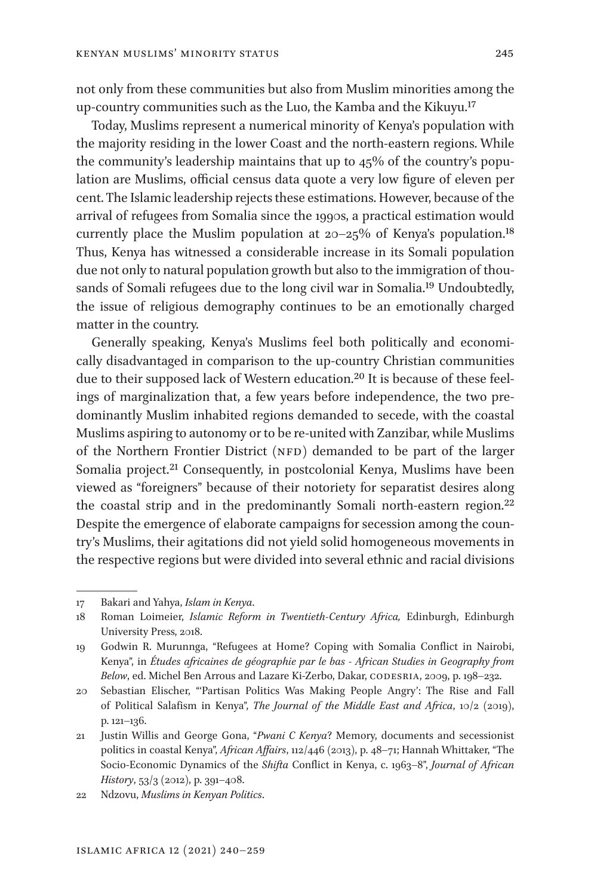not only from these communities but also from Muslim minorities among the up-country communities such as the Luo, the Kamba and the Kikuyu.[17]

Today, Muslims represent a numerical minority of Kenya's population with the majority residing in the lower Coast and the north-eastern regions. While the community's leadership maintains that up to 45% of the country's population are Muslims, official census data quote a very low figure of eleven per cent. The Islamic leadership rejects these estimations. However, because of the arrival of refugees from Somalia since the 1990s, a practical estimation would currently place the Muslim population at 20–25% of Kenya's population.[18] Thus, Kenya has witnessed a considerable increase in its Somali population due not only to natural population growth but also to the immigration of thousands of Somali refugees due to the long civil war in Somalia.[19] Undoubtedly, the issue of religious demography continues to be an emotionally charged matter in the country.

Generally speaking, Kenya's Muslims feel both politically and economically disadvantaged in comparison to the up-country Christian communities due to their supposed lack of Western education.[20] It is because of these feelings of marginalization that, a few years before independence, the two predominantly Muslim inhabited regions demanded to secede, with the coastal Muslims aspiring to autonomy or to be re-united with Zanzibar, while Muslims of the Northern Frontier District (NFD) demanded to be part of the larger Somalia project.[21] Consequently, in postcolonial Kenya, Muslims have been viewed as "foreigners" because of their notoriety for separatist desires along the coastal strip and in the predominantly Somali north-eastern region.[22] Despite the emergence of elaborate campaigns for secession among the country's Muslims, their agitations did not yield solid homogeneous movements in the respective regions but were divided into several ethnic and racial divisions

---

17 Bakari and Yahya, *Islam in Kenya*.

18 Roman Loimeier, *Islamic Reform in Twentieth-Century Africa,* Edinburgh, Edinburgh University Press, 2018.

19 Godwin R. Murunnga, "Refugees at Home? Coping with Somalia Conflict in Nairobi, Kenya", in *Études africaines de géographie par le bas - African Studies in Geography from Below*, ed. Michel Ben Arrous and Lazare Ki-Zerbo, Dakar, CODESRIA, 2009, p. 198–232.

20 Sebastian Elischer, "'Partisan Politics Was Making People Angry': The Rise and Fall of Political Salafism in Kenya", *The Journal of the Middle East and Africa*, 10/2 (2019), p. 121–136.

21 Justin Willis and George Gona, "*Pwani C Kenya*? Memory, documents and secessionist politics in coastal Kenya", *African Affairs*, 112/446 (2013), p. 48–71; Hannah Whittaker, "The Socio-Economic Dynamics of the *Shifta* Conflict in Kenya, c. 1963–8", *Journal of African History*, 53/3 (2012), p. 391–408.

22 Ndzovu, *Muslims in Kenyan Politics*.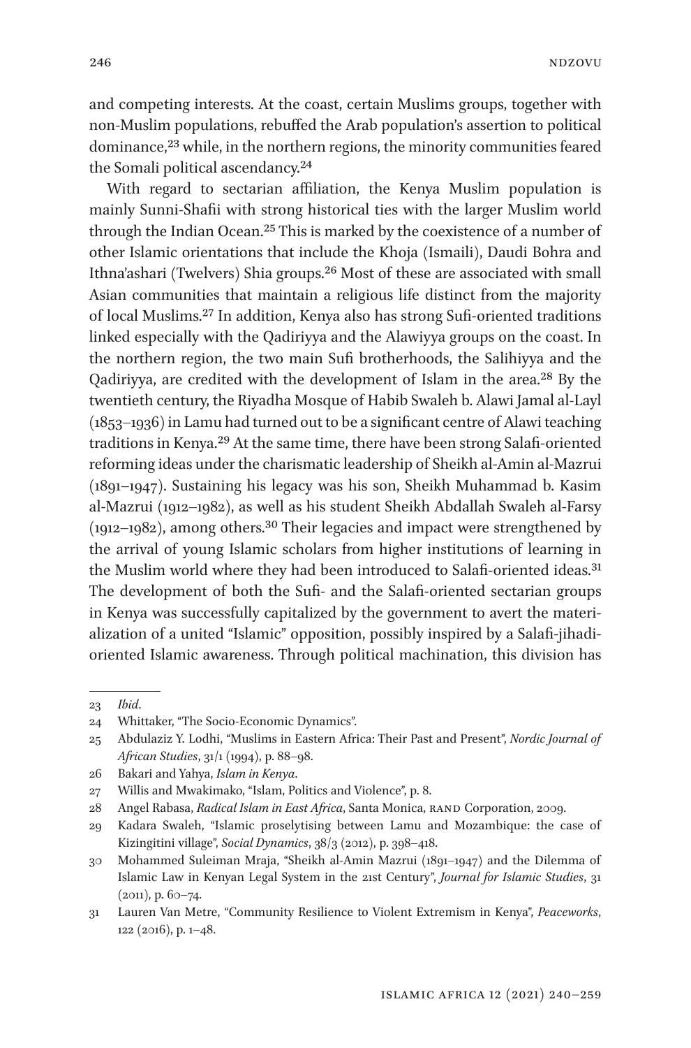and competing interests. At the coast, certain Muslims groups, together with non-Muslim populations, rebuffed the Arab population's assertion to political dominance,[23] while, in the northern regions, the minority communities feared the Somali political ascendancy.[24]

With regard to sectarian affiliation, the Kenya Muslim population is mainly Sunni-Shafii with strong historical ties with the larger Muslim world through the Indian Ocean.[25] This is marked by the coexistence of a number of other Islamic orientations that include the Khoja (Ismaili), Daudi Bohra and Ithna'ashari (Twelvers) Shia groups.[26] Most of these are associated with small Asian communities that maintain a religious life distinct from the majority of local Muslims.[27] In addition, Kenya also has strong Sufi-oriented traditions linked especially with the Qadiriyya and the Alawiyya groups on the coast. In the northern region, the two main Sufi brotherhoods, the Salihiyya and the Qadiriyya, are credited with the development of Islam in the area.[28] By the twentieth century, the Riyadha Mosque of Habib Swaleh b. Alawi Jamal al-Layl (1853–1936) in Lamu had turned out to be a significant centre of Alawi teaching traditions in Kenya.[29] At the same time, there have been strong Salafi-oriented reforming ideas under the charismatic leadership of Sheikh al-Amin al-Mazrui (1891–1947). Sustaining his legacy was his son, Sheikh Muhammad b. Kasim al-Mazrui (1912–1982), as well as his student Sheikh Abdallah Swaleh al-Farsy (1912–1982), among others.[30] Their legacies and impact were strengthened by the arrival of young Islamic scholars from higher institutions of learning in the Muslim world where they had been introduced to Salafi-oriented ideas.[31] The development of both the Sufi- and the Salafi-oriented sectarian groups in Kenya was successfully capitalized by the government to avert the materialization of a united "Islamic" opposition, possibly inspired by a Salafi-jihadi-oriented Islamic awareness. Through political machination, this division has

---

23 *Ibid*.

24 Whittaker, "The Socio-Economic Dynamics".

25 Abdulaziz Y. Lodhi, "Muslims in Eastern Africa: Their Past and Present", *Nordic Journal of African Studies*, 31/1 (1994), p. 88–98.

26 Bakari and Yahya, *Islam in Kenya*.

27 Willis and Mwakimako, "Islam, Politics and Violence", p. 8.

28 Angel Rabasa, *Radical Islam in East Africa*, Santa Monica, RAND Corporation, 2009.

29 Kadara Swaleh, "Islamic proselytising between Lamu and Mozambique: the case of Kizingitini village", *Social Dynamics*, 38/3 (2012), p. 398–418.

30 Mohammed Suleiman Mraja, "Sheikh al-Amin Mazrui (1891–1947) and the Dilemma of Islamic Law in Kenyan Legal System in the 21st Century", *Journal for Islamic Studies*, 31 (2011), p. 60–74.

31 Lauren Van Metre, "Community Resilience to Violent Extremism in Kenya", *Peaceworks*, 122 (2016), p. 1–48.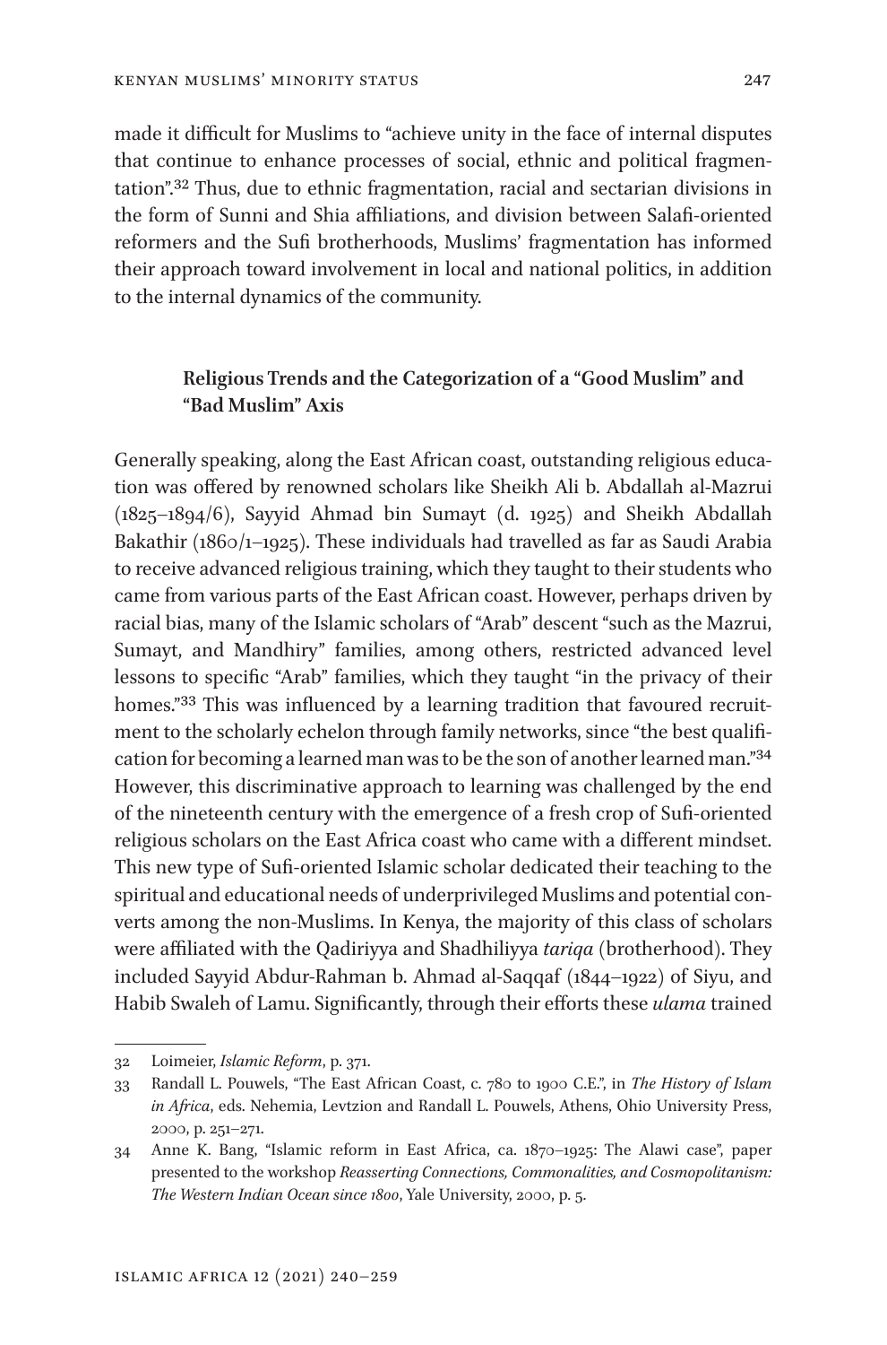made it difficult for Muslims to "achieve unity in the face of internal disputes that continue to enhance processes of social, ethnic and political fragmentation".[32] Thus, due to ethnic fragmentation, racial and sectarian divisions in the form of Sunni and Shia affiliations, and division between Salafi-oriented reformers and the Sufi brotherhoods, Muslims' fragmentation has informed their approach toward involvement in local and national politics, in addition to the internal dynamics of the community.

## Religious Trends and the Categorization of a "Good Muslim" and "Bad Muslim" Axis

Generally speaking, along the East African coast, outstanding religious education was offered by renowned scholars like Sheikh Ali b. Abdallah al-Mazrui (1825–1894/6), Sayyid Ahmad bin Sumayt (d. 1925) and Sheikh Abdallah Bakathir (1860/1–1925). These individuals had travelled as far as Saudi Arabia to receive advanced religious training, which they taught to their students who came from various parts of the East African coast. However, perhaps driven by racial bias, many of the Islamic scholars of "Arab" descent "such as the Mazrui, Sumayt, and Mandhiry" families, among others, restricted advanced level lessons to specific "Arab" families, which they taught "in the privacy of their homes."[33] This was influenced by a learning tradition that favoured recruitment to the scholarly echelon through family networks, since "the best qualification for becoming a learned man was to be the son of another learned man."[34] However, this discriminative approach to learning was challenged by the end of the nineteenth century with the emergence of a fresh crop of Sufi-oriented religious scholars on the East Africa coast who came with a different mindset. This new type of Sufi-oriented Islamic scholar dedicated their teaching to the spiritual and educational needs of underprivileged Muslims and potential converts among the non-Muslims. In Kenya, the majority of this class of scholars were affiliated with the Qadiriyya and Shadhiliyya *tariqa* (brotherhood). They included Sayyid Abdur-Rahman b. Ahmad al-Saqqaf (1844–1922) of Siyu, and Habib Swaleh of Lamu. Significantly, through their efforts these *ulama* trained

---

32 Loimeier, *Islamic Reform*, p. 371.

33 Randall L. Pouwels, "The East African Coast, c. 780 to 1900 C.E.", in *The History of Islam in Africa*, eds. Nehemia, Levtzion and Randall L. Pouwels, Athens, Ohio University Press, 2000, p. 251–271.

34 Anne K. Bang, "Islamic reform in East Africa, ca. 1870–1925: The Alawi case", paper presented to the workshop *Reasserting Connections, Commonalities, and Cosmopolitanism: The Western Indian Ocean since 1800*, Yale University, 2000, p. 5.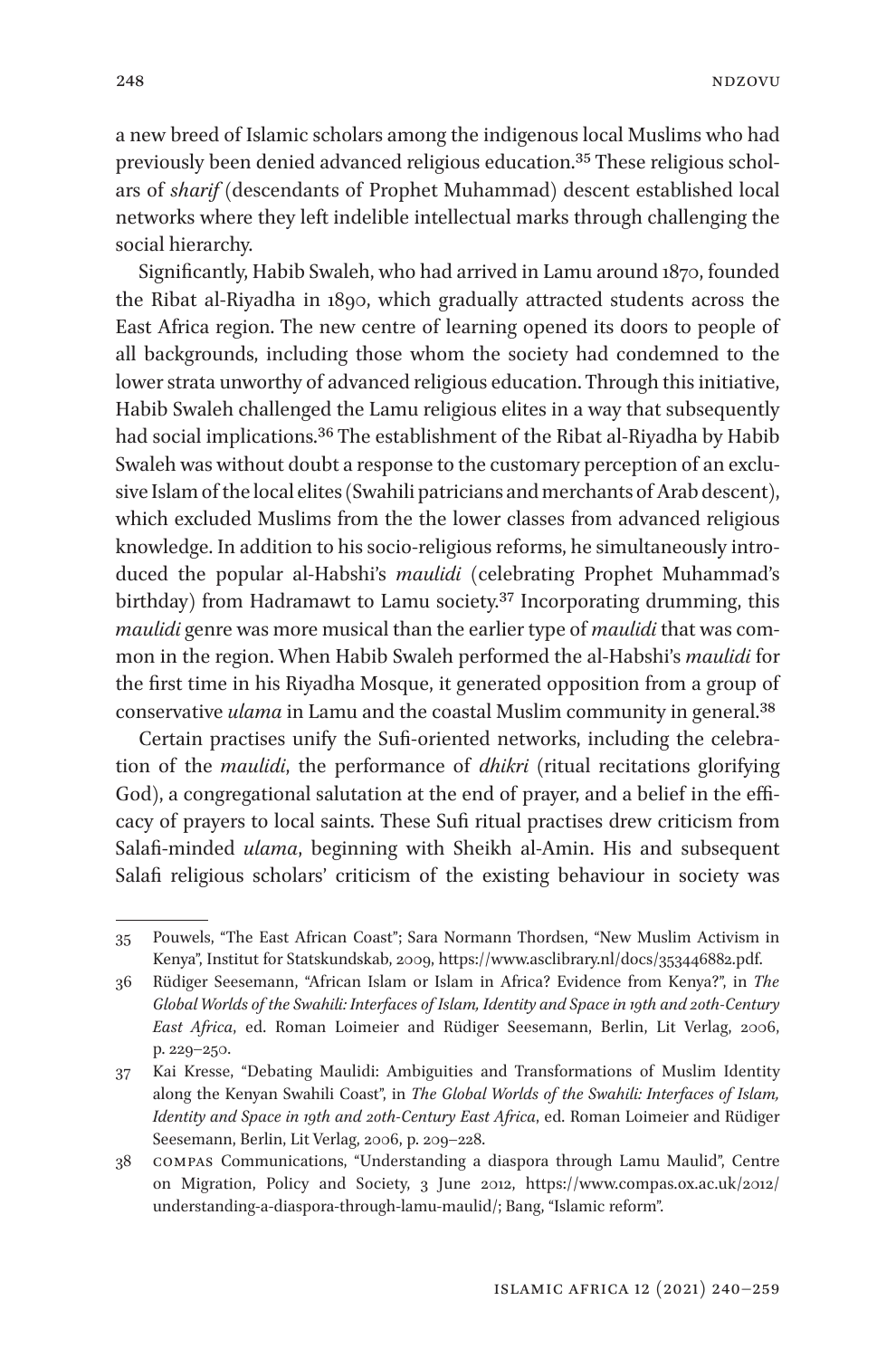a new breed of Islamic scholars among the indigenous local Muslims who had previously been denied advanced religious education.[35] These religious scholars of *sharif* (descendants of Prophet Muhammad) descent established local networks where they left indelible intellectual marks through challenging the social hierarchy.

Significantly, Habib Swaleh, who had arrived in Lamu around 1870, founded the Ribat al-Riyadha in 1890, which gradually attracted students across the East Africa region. The new centre of learning opened its doors to people of all backgrounds, including those whom the society had condemned to the lower strata unworthy of advanced religious education. Through this initiative, Habib Swaleh challenged the Lamu religious elites in a way that subsequently had social implications.[36] The establishment of the Ribat al-Riyadha by Habib Swaleh was without doubt a response to the customary perception of an exclusive Islam of the local elites (Swahili patricians and merchants of Arab descent), which excluded Muslims from the the lower classes from advanced religious knowledge. In addition to his socio-religious reforms, he simultaneously introduced the popular al-Habshi's *maulidi* (celebrating Prophet Muhammad's birthday) from Hadramawt to Lamu society.[37] Incorporating drumming, this *maulidi* genre was more musical than the earlier type of *maulidi* that was common in the region. When Habib Swaleh performed the al-Habshi's *maulidi* for the first time in his Riyadha Mosque, it generated opposition from a group of conservative *ulama* in Lamu and the coastal Muslim community in general.[38]

Certain practises unify the Sufi-oriented networks, including the celebration of the *maulidi*, the performance of *dhikri* (ritual recitations glorifying God), a congregational salutation at the end of prayer, and a belief in the efficacy of prayers to local saints. These Sufi ritual practises drew criticism from Salafi-minded *ulama*, beginning with Sheikh al-Amin. His and subsequent Salafi religious scholars' criticism of the existing behaviour in society was

---

35 Pouwels, "The East African Coast"; Sara Normann Thordsen, "New Muslim Activism in Kenya", Institut for Statskundskab, 2009, https://www.asclibrary.nl/docs/353446882.pdf.

36 Rüdiger Seesemann, "African Islam or Islam in Africa? Evidence from Kenya?", in *The Global Worlds of the Swahili: Interfaces of Islam, Identity and Space in 19th and 20th-Century East Africa*, ed. Roman Loimeier and Rüdiger Seesemann, Berlin, Lit Verlag, 2006, p. 229–250.

37 Kai Kresse, "Debating Maulidi: Ambiguities and Transformations of Muslim Identity along the Kenyan Swahili Coast", in *The Global Worlds of the Swahili: Interfaces of Islam, Identity and Space in 19th and 20th-Century East Africa*, ed. Roman Loimeier and Rüdiger Seesemann, Berlin, Lit Verlag, 2006, p. 209–228.

38 COMPAS Communications, "Understanding a diaspora through Lamu Maulid", Centre on Migration, Policy and Society, 3 June 2012, https://www.compas.ox.ac.uk/2012/understanding-a-diaspora-through-lamu-maulid/; Bang, "Islamic reform".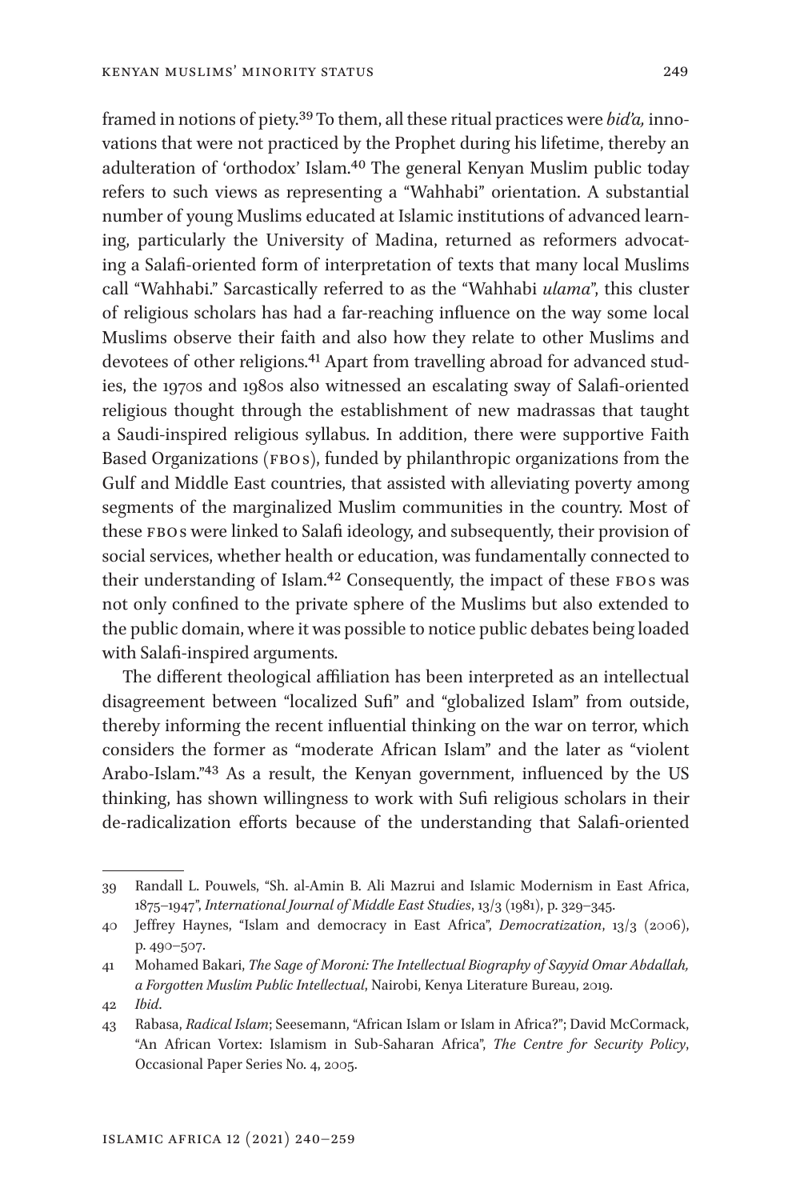framed in notions of piety.[39] To them, all these ritual practices were *bid'a,* innovations that were not practiced by the Prophet during his lifetime, thereby an adulteration of 'orthodox' Islam.[40] The general Kenyan Muslim public today refers to such views as representing a "Wahhabi" orientation. A substantial number of young Muslims educated at Islamic institutions of advanced learning, particularly the University of Madina, returned as reformers advocating a Salafi-oriented form of interpretation of texts that many local Muslims call "Wahhabi." Sarcastically referred to as the "Wahhabi *ulama*", this cluster of religious scholars has had a far-reaching influence on the way some local Muslims observe their faith and also how they relate to other Muslims and devotees of other religions.[41] Apart from travelling abroad for advanced studies, the 1970s and 1980s also witnessed an escalating sway of Salafi-oriented religious thought through the establishment of new madrassas that taught a Saudi-inspired religious syllabus. In addition, there were supportive Faith Based Organizations (FBOs), funded by philanthropic organizations from the Gulf and Middle East countries, that assisted with alleviating poverty among segments of the marginalized Muslim communities in the country. Most of these FBOs were linked to Salafi ideology, and subsequently, their provision of social services, whether health or education, was fundamentally connected to their understanding of Islam.[42] Consequently, the impact of these FBOs was not only confined to the private sphere of the Muslims but also extended to the public domain, where it was possible to notice public debates being loaded with Salafi-inspired arguments.

The different theological affiliation has been interpreted as an intellectual disagreement between "localized Sufi" and "globalized Islam" from outside, thereby informing the recent influential thinking on the war on terror, which considers the former as "moderate African Islam" and the later as "violent Arabo-Islam."[43] As a result, the Kenyan government, influenced by the US thinking, has shown willingness to work with Sufi religious scholars in their de-radicalization efforts because of the understanding that Salafi-oriented

---

39 Randall L. Pouwels, "Sh. al-Amin B. Ali Mazrui and Islamic Modernism in East Africa, 1875–1947", *International Journal of Middle East Studies*, 13/3 (1981), p. 329–345.

40 Jeffrey Haynes, "Islam and democracy in East Africa", *Democratization*, 13/3 (2006), p. 490–507.

41 Mohamed Bakari, *The Sage of Moroni: The Intellectual Biography of Sayyid Omar Abdallah, a Forgotten Muslim Public Intellectual*, Nairobi, Kenya Literature Bureau, 2019.

42 *Ibid*.

43 Rabasa, *Radical Islam*; Seesemann, "African Islam or Islam in Africa?"; David McCormack, "An African Vortex: Islamism in Sub-Saharan Africa", *The Centre for Security Policy*, Occasional Paper Series No. 4, 2005.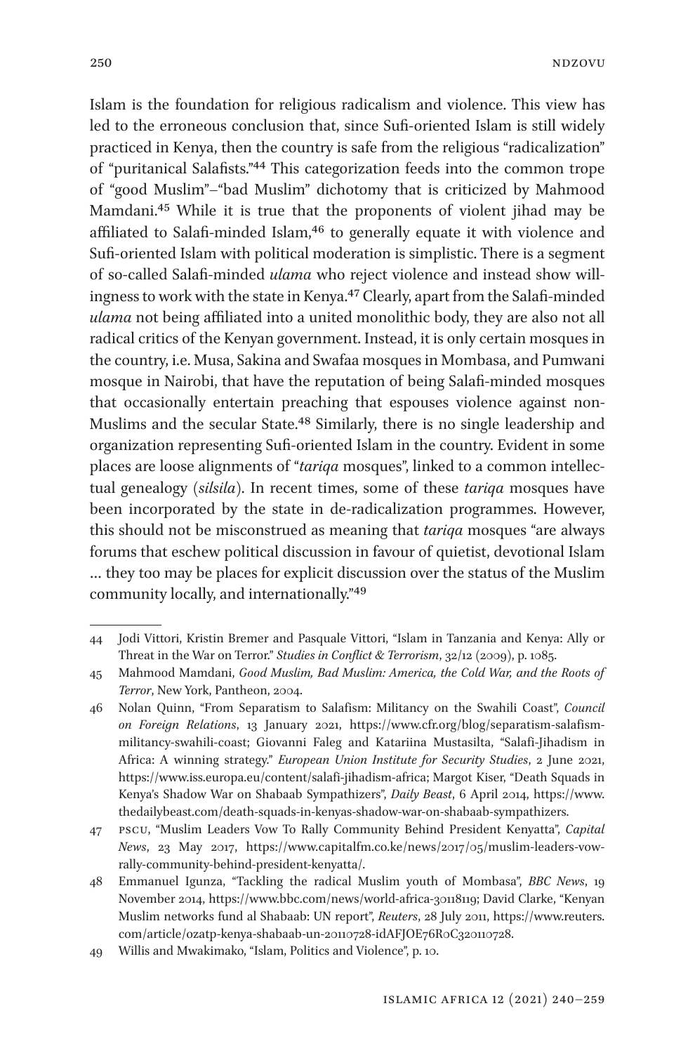Islam is the foundation for religious radicalism and violence. This view has led to the erroneous conclusion that, since Sufi-oriented Islam is still widely practiced in Kenya, then the country is safe from the religious "radicalization" of "puritanical Salafists."[44] This categorization feeds into the common trope of "good Muslim"–"bad Muslim" dichotomy that is criticized by Mahmood Mamdani.[45] While it is true that the proponents of violent jihad may be affiliated to Salafi-minded Islam,[46] to generally equate it with violence and Sufi-oriented Islam with political moderation is simplistic. There is a segment of so-called Salafi-minded *ulama* who reject violence and instead show willingness to work with the state in Kenya.[47] Clearly, apart from the Salafi-minded *ulama* not being affiliated into a united monolithic body, they are also not all radical critics of the Kenyan government. Instead, it is only certain mosques in the country, i.e. Musa, Sakina and Swafaa mosques in Mombasa, and Pumwani mosque in Nairobi, that have the reputation of being Salafi-minded mosques that occasionally entertain preaching that espouses violence against non-Muslims and the secular State.[48] Similarly, there is no single leadership and organization representing Sufi-oriented Islam in the country. Evident in some places are loose alignments of "*tariqa* mosques", linked to a common intellectual genealogy (*silsila*). In recent times, some of these *tariqa* mosques have been incorporated by the state in de-radicalization programmes. However, this should not be misconstrued as meaning that *tariqa* mosques "are always forums that eschew political discussion in favour of quietist, devotional Islam … they too may be places for explicit discussion over the status of the Muslim community locally, and internationally."[49]

---

44 Jodi Vittori, Kristin Bremer and Pasquale Vittori, "Islam in Tanzania and Kenya: Ally or Threat in the War on Terror." *Studies in Conflict & Terrorism*, 32/12 (2009), p. 1085.

45 Mahmood Mamdani, *Good Muslim, Bad Muslim: America, the Cold War, and the Roots of Terror*, New York, Pantheon, 2004.

46 Nolan Quinn, "From Separatism to Salafism: Militancy on the Swahili Coast", *Council on Foreign Relations*, 13 January 2021, https://www.cfr.org/blog/separatism-salafism-militancy-swahili-coast; Giovanni Faleg and Katariina Mustasilta, "Salafi-Jihadism in Africa: A winning strategy." *European Union Institute for Security Studies*, 2 June 2021, https://www.iss.europa.eu/content/salafi-jihadism-africa; Margot Kiser, "Death Squads in Kenya's Shadow War on Shabaab Sympathizers", *Daily Beast*, 6 April 2014, https://www.thedailybeast.com/death-squads-in-kenyas-shadow-war-on-shabaab-sympathizers.

47 PSCU, "Muslim Leaders Vow To Rally Community Behind President Kenyatta", *Capital News*, 23 May 2017, https://www.capitalfm.co.ke/news/2017/05/muslim-leaders-vow-rally-community-behind-president-kenyatta/.

48 Emmanuel Igunza, "Tackling the radical Muslim youth of Mombasa", *BBC News*, 19 November 2014, https://www.bbc.com/news/world-africa-30118119; David Clarke, "Kenyan Muslim networks fund al Shabaab: UN report", *Reuters*, 28 July 2011, https://www.reuters.com/article/ozatp-kenya-shabaab-un-20110728-idAFJOE76R0C320110728.

49 Willis and Mwakimako, "Islam, Politics and Violence", p. 10.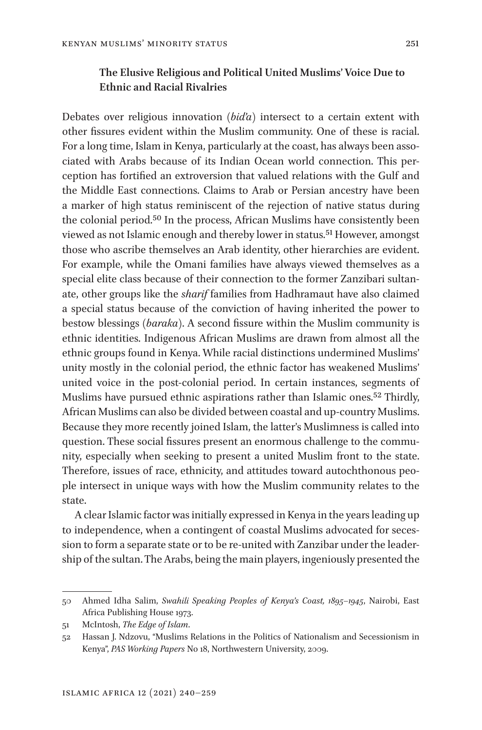### The Elusive Religious and Political United Muslims' Voice Due to Ethnic and Racial Rivalries

Debates over religious innovation (*bid'a*) intersect to a certain extent with other fissures evident within the Muslim community. One of these is racial. For a long time, Islam in Kenya, particularly at the coast, has always been associated with Arabs because of its Indian Ocean world connection. This perception has fortified an extroversion that valued relations with the Gulf and the Middle East connections. Claims to Arab or Persian ancestry have been a marker of high status reminiscent of the rejection of native status during the colonial period.[50] In the process, African Muslims have consistently been viewed as not Islamic enough and thereby lower in status.[51] However, amongst those who ascribe themselves an Arab identity, other hierarchies are evident. For example, while the Omani families have always viewed themselves as a special elite class because of their connection to the former Zanzibari sultanate, other groups like the *sharif* families from Hadhramaut have also claimed a special status because of the conviction of having inherited the power to bestow blessings (*baraka*). A second fissure within the Muslim community is ethnic identities. Indigenous African Muslims are drawn from almost all the ethnic groups found in Kenya. While racial distinctions undermined Muslims' unity mostly in the colonial period, the ethnic factor has weakened Muslims' united voice in the post-colonial period. In certain instances, segments of Muslims have pursued ethnic aspirations rather than Islamic ones.[52] Thirdly, African Muslims can also be divided between coastal and up-country Muslims. Because they more recently joined Islam, the latter's Muslimness is called into question. These social fissures present an enormous challenge to the community, especially when seeking to present a united Muslim front to the state. Therefore, issues of race, ethnicity, and attitudes toward autochthonous people intersect in unique ways with how the Muslim community relates to the state.

A clear Islamic factor was initially expressed in Kenya in the years leading up to independence, when a contingent of coastal Muslims advocated for secession to form a separate state or to be re-united with Zanzibar under the leadership of the sultan. The Arabs, being the main players, ingeniously presented the

---

50 Ahmed Idha Salim, *Swahili Speaking Peoples of Kenya's Coast, 1895–1945*, Nairobi, East Africa Publishing House 1973.

51 McIntosh, *The Edge of Islam*.

52 Hassan J. Ndzovu, "Muslims Relations in the Politics of Nationalism and Secessionism in Kenya", *PAS Working Papers* No 18, Northwestern University, 2009.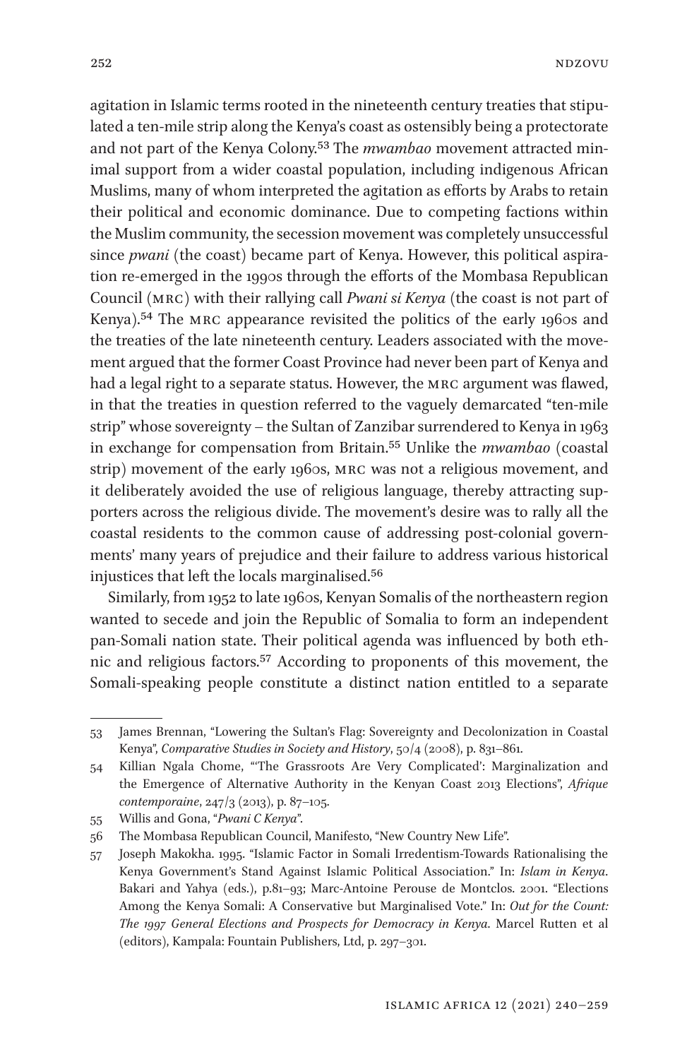agitation in Islamic terms rooted in the nineteenth century treaties that stipulated a ten-mile strip along the Kenya's coast as ostensibly being a protectorate and not part of the Kenya Colony.[53] The *mwambao* movement attracted minimal support from a wider coastal population, including indigenous African Muslims, many of whom interpreted the agitation as efforts by Arabs to retain their political and economic dominance. Due to competing factions within the Muslim community, the secession movement was completely unsuccessful since *pwani* (the coast) became part of Kenya. However, this political aspiration re-emerged in the 1990s through the efforts of the Mombasa Republican Council (MRC) with their rallying call *Pwani si Kenya* (the coast is not part of Kenya).[54] The MRC appearance revisited the politics of the early 1960s and the treaties of the late nineteenth century. Leaders associated with the movement argued that the former Coast Province had never been part of Kenya and had a legal right to a separate status. However, the MRC argument was flawed, in that the treaties in question referred to the vaguely demarcated "ten-mile strip" whose sovereignty – the Sultan of Zanzibar surrendered to Kenya in 1963 in exchange for compensation from Britain.[55] Unlike the *mwambao* (coastal strip) movement of the early 1960s, MRC was not a religious movement, and it deliberately avoided the use of religious language, thereby attracting supporters across the religious divide. The movement's desire was to rally all the coastal residents to the common cause of addressing post-colonial governments' many years of prejudice and their failure to address various historical injustices that left the locals marginalised.[56]

Similarly, from 1952 to late 1960s, Kenyan Somalis of the northeastern region wanted to secede and join the Republic of Somalia to form an independent pan-Somali nation state. Their political agenda was influenced by both ethnic and religious factors.[57] According to proponents of this movement, the Somali-speaking people constitute a distinct nation entitled to a separate

---

53 James Brennan, "Lowering the Sultan's Flag: Sovereignty and Decolonization in Coastal Kenya", *Comparative Studies in Society and History*, 50/4 (2008), p. 831–861.

54 Killian Ngala Chome, "'The Grassroots Are Very Complicated': Marginalization and the Emergence of Alternative Authority in the Kenyan Coast 2013 Elections", *Afrique contemporaine*, 247/3 (2013), p. 87–105.

55 Willis and Gona, "*Pwani C Kenya*".

56 The Mombasa Republican Council, Manifesto, "New Country New Life".

57 Joseph Makokha. 1995. "Islamic Factor in Somali Irredentism-Towards Rationalising the Kenya Government's Stand Against Islamic Political Association." In: *Islam in Kenya*. Bakari and Yahya (eds.), p.81–93; Marc-Antoine Perouse de Montclos. 2001. "Elections Among the Kenya Somali: A Conservative but Marginalised Vote." In: *Out for the Count: The 1997 General Elections and Prospects for Democracy in Kenya*. Marcel Rutten et al (editors), Kampala: Fountain Publishers, Ltd, p. 297–301.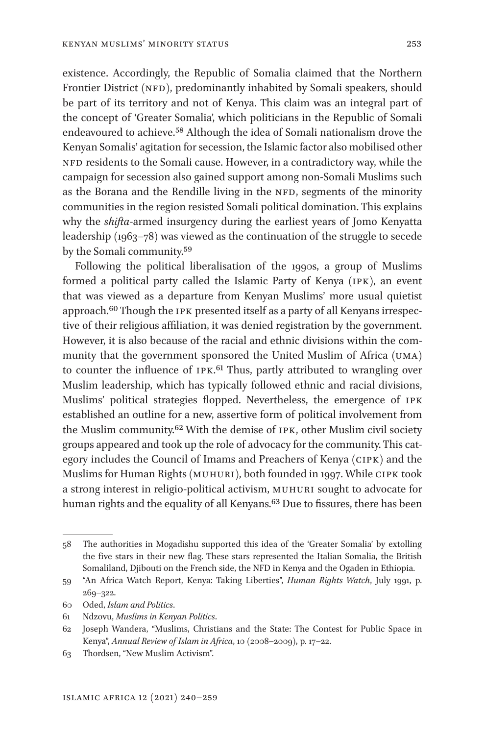existence. Accordingly, the Republic of Somalia claimed that the Northern Frontier District (NFD), predominantly inhabited by Somali speakers, should be part of its territory and not of Kenya. This claim was an integral part of the concept of 'Greater Somalia', which politicians in the Republic of Somali endeavoured to achieve.[58] Although the idea of Somali nationalism drove the Kenyan Somalis' agitation for secession, the Islamic factor also mobilised other NFD residents to the Somali cause. However, in a contradictory way, while the campaign for secession also gained support among non-Somali Muslims such as the Borana and the Rendille living in the NFD, segments of the minority communities in the region resisted Somali political domination. This explains why the *shifta*-armed insurgency during the earliest years of Jomo Kenyatta leadership (1963–78) was viewed as the continuation of the struggle to secede by the Somali community.[59]

Following the political liberalisation of the 1990s, a group of Muslims formed a political party called the Islamic Party of Kenya (IPK), an event that was viewed as a departure from Kenyan Muslims' more usual quietist approach.[60] Though the IPK presented itself as a party of all Kenyans irrespective of their religious affiliation, it was denied registration by the government. However, it is also because of the racial and ethnic divisions within the community that the government sponsored the United Muslim of Africa (UMA) to counter the influence of IPK.[61] Thus, partly attributed to wrangling over Muslim leadership, which has typically followed ethnic and racial divisions, Muslims' political strategies flopped. Nevertheless, the emergence of IPK established an outline for a new, assertive form of political involvement from the Muslim community.[62] With the demise of IPK, other Muslim civil society groups appeared and took up the role of advocacy for the community. This category includes the Council of Imams and Preachers of Kenya (CIPK) and the Muslims for Human Rights (MUHURI), both founded in 1997. While CIPK took a strong interest in religio-political activism, MUHURI sought to advocate for human rights and the equality of all Kenyans.[63] Due to fissures, there has been

---

58 The authorities in Mogadishu supported this idea of the 'Greater Somalia' by extolling the five stars in their new flag. These stars represented the Italian Somalia, the British Somaliland, Djibouti on the French side, the NFD in Kenya and the Ogaden in Ethiopia.

59 "An Africa Watch Report, Kenya: Taking Liberties", *Human Rights Watch*, July 1991, p. 269–322.

60 Oded, *Islam and Politics*.

61 Ndzovu, *Muslims in Kenyan Politics*.

62 Joseph Wandera, "Muslims, Christians and the State: The Contest for Public Space in Kenya", *Annual Review of Islam in Africa*, 10 (2008–2009), p. 17–22.

63 Thordsen, "New Muslim Activism".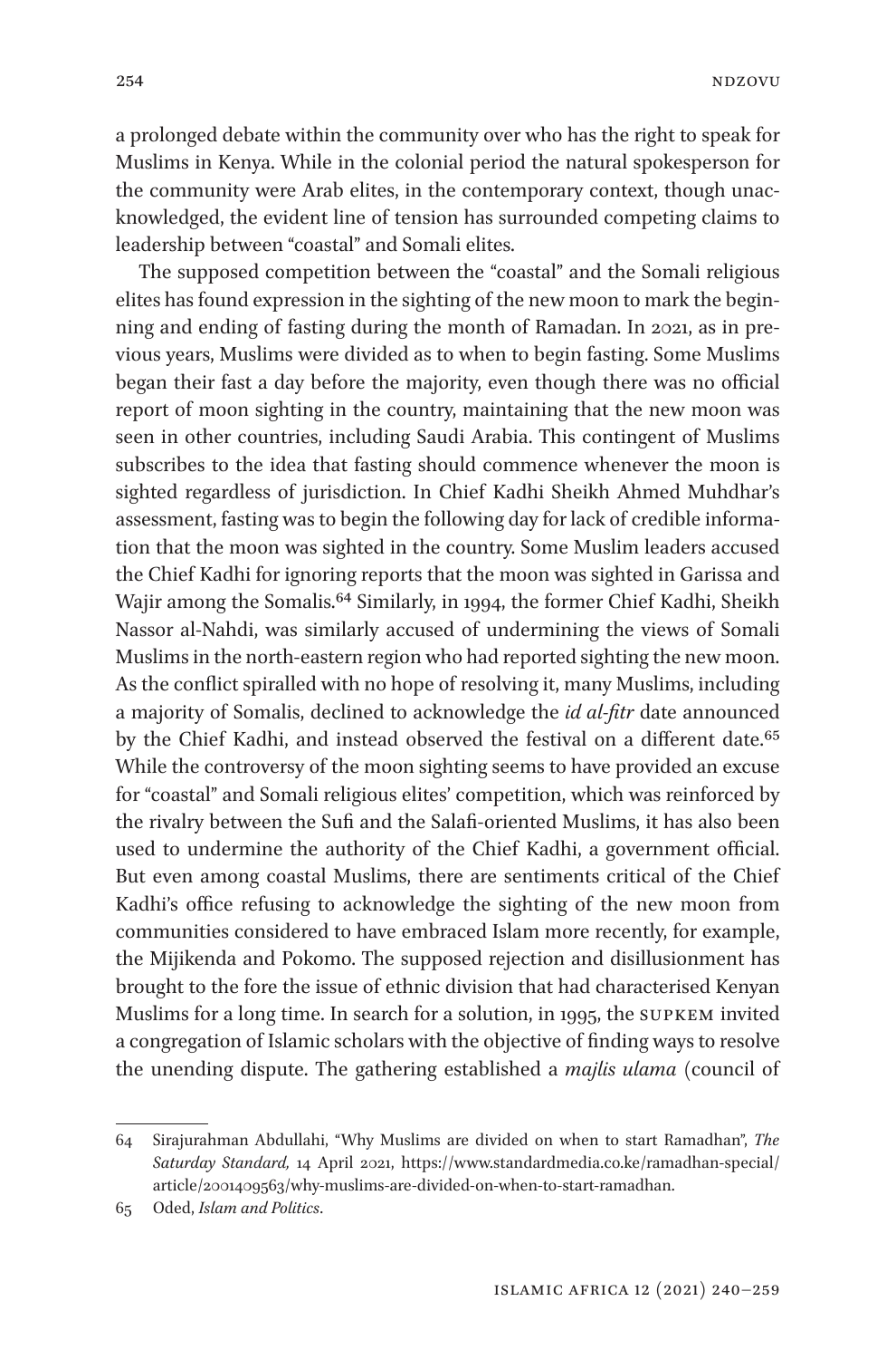a prolonged debate within the community over who has the right to speak for Muslims in Kenya. While in the colonial period the natural spokesperson for the community were Arab elites, in the contemporary context, though unacknowledged, the evident line of tension has surrounded competing claims to leadership between "coastal" and Somali elites.

The supposed competition between the "coastal" and the Somali religious elites has found expression in the sighting of the new moon to mark the beginning and ending of fasting during the month of Ramadan. In 2021, as in previous years, Muslims were divided as to when to begin fasting. Some Muslims began their fast a day before the majority, even though there was no official report of moon sighting in the country, maintaining that the new moon was seen in other countries, including Saudi Arabia. This contingent of Muslims subscribes to the idea that fasting should commence whenever the moon is sighted regardless of jurisdiction. In Chief Kadhi Sheikh Ahmed Muhdhar's assessment, fasting was to begin the following day for lack of credible information that the moon was sighted in the country. Some Muslim leaders accused the Chief Kadhi for ignoring reports that the moon was sighted in Garissa and Wajir among the Somalis.[64] Similarly, in 1994, the former Chief Kadhi, Sheikh Nassor al-Nahdi, was similarly accused of undermining the views of Somali Muslims in the north-eastern region who had reported sighting the new moon. As the conflict spiralled with no hope of resolving it, many Muslims, including a majority of Somalis, declined to acknowledge the *id al-fitr* date announced by the Chief Kadhi, and instead observed the festival on a different date.[65] While the controversy of the moon sighting seems to have provided an excuse for "coastal" and Somali religious elites' competition, which was reinforced by the rivalry between the Sufi and the Salafi-oriented Muslims, it has also been used to undermine the authority of the Chief Kadhi, a government official. But even among coastal Muslims, there are sentiments critical of the Chief Kadhi's office refusing to acknowledge the sighting of the new moon from communities considered to have embraced Islam more recently, for example, the Mijikenda and Pokomo. The supposed rejection and disillusionment has brought to the fore the issue of ethnic division that had characterised Kenyan Muslims for a long time. In search for a solution, in 1995, the SUPKEM invited a congregation of Islamic scholars with the objective of finding ways to resolve the unending dispute. The gathering established a *majlis ulama* (council of

---

64 Sirajurahman Abdullahi, "Why Muslims are divided on when to start Ramadhan", *The Saturday Standard,* 14 April 2021, https://www.standardmedia.co.ke/ramadhan-special/article/2001409563/why-muslims-are-divided-on-when-to-start-ramadhan.

65 Oded, *Islam and Politics*.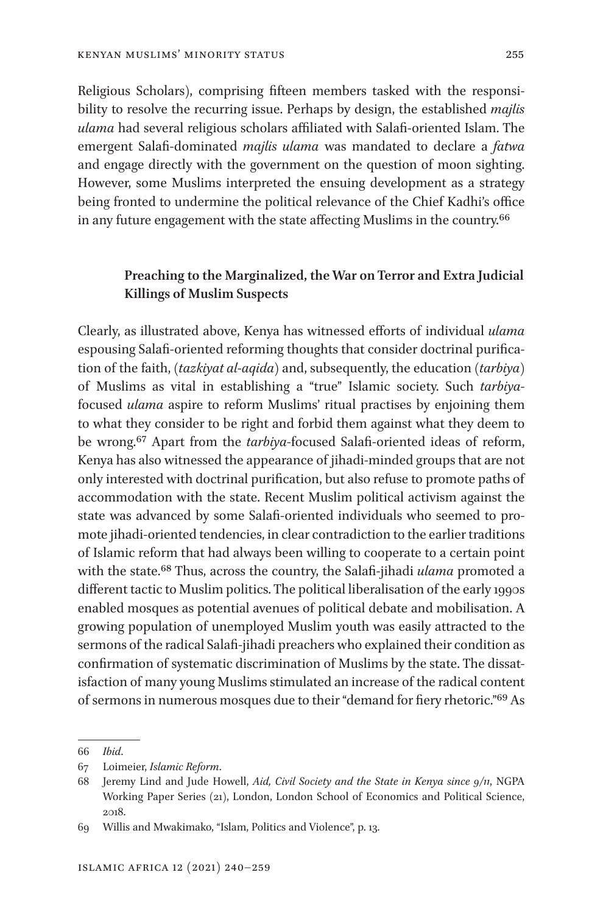Religious Scholars), comprising fifteen members tasked with the responsibility to resolve the recurring issue. Perhaps by design, the established *majlis ulama* had several religious scholars affiliated with Salafi-oriented Islam. The emergent Salafi-dominated *majlis ulama* was mandated to declare a *fatwa* and engage directly with the government on the question of moon sighting. However, some Muslims interpreted the ensuing development as a strategy being fronted to undermine the political relevance of the Chief Kadhi's office in any future engagement with the state affecting Muslims in the country.[66]

### Preaching to the Marginalized, the War on Terror and Extra Judicial Killings of Muslim Suspects

Clearly, as illustrated above, Kenya has witnessed efforts of individual *ulama* espousing Salafi-oriented reforming thoughts that consider doctrinal purification of the faith, (*tazkiyat al-aqida*) and, subsequently, the education (*tarbiya*) of Muslims as vital in establishing a "true" Islamic society. Such *tarbiya*-focused *ulama* aspire to reform Muslims' ritual practises by enjoining them to what they consider to be right and forbid them against what they deem to be wrong.[67] Apart from the *tarbiya*-focused Salafi-oriented ideas of reform, Kenya has also witnessed the appearance of jihadi-minded groups that are not only interested with doctrinal purification, but also refuse to promote paths of accommodation with the state. Recent Muslim political activism against the state was advanced by some Salafi-oriented individuals who seemed to promote jihadi-oriented tendencies, in clear contradiction to the earlier traditions of Islamic reform that had always been willing to cooperate to a certain point with the state.[68] Thus, across the country, the Salafi-jihadi *ulama* promoted a different tactic to Muslim politics. The political liberalisation of the early 1990s enabled mosques as potential avenues of political debate and mobilisation. A growing population of unemployed Muslim youth was easily attracted to the sermons of the radical Salafi-jihadi preachers who explained their condition as confirmation of systematic discrimination of Muslims by the state. The dissatisfaction of many young Muslims stimulated an increase of the radical content of sermons in numerous mosques due to their "demand for fiery rhetoric."[69] As

---

66 *Ibid*.

67 Loimeier, *Islamic Reform*.

68 Jeremy Lind and Jude Howell, *Aid, Civil Society and the State in Kenya since 9/11*, NGPA Working Paper Series (21), London, London School of Economics and Political Science, 2018.

69 Willis and Mwakimako, "Islam, Politics and Violence", p. 13.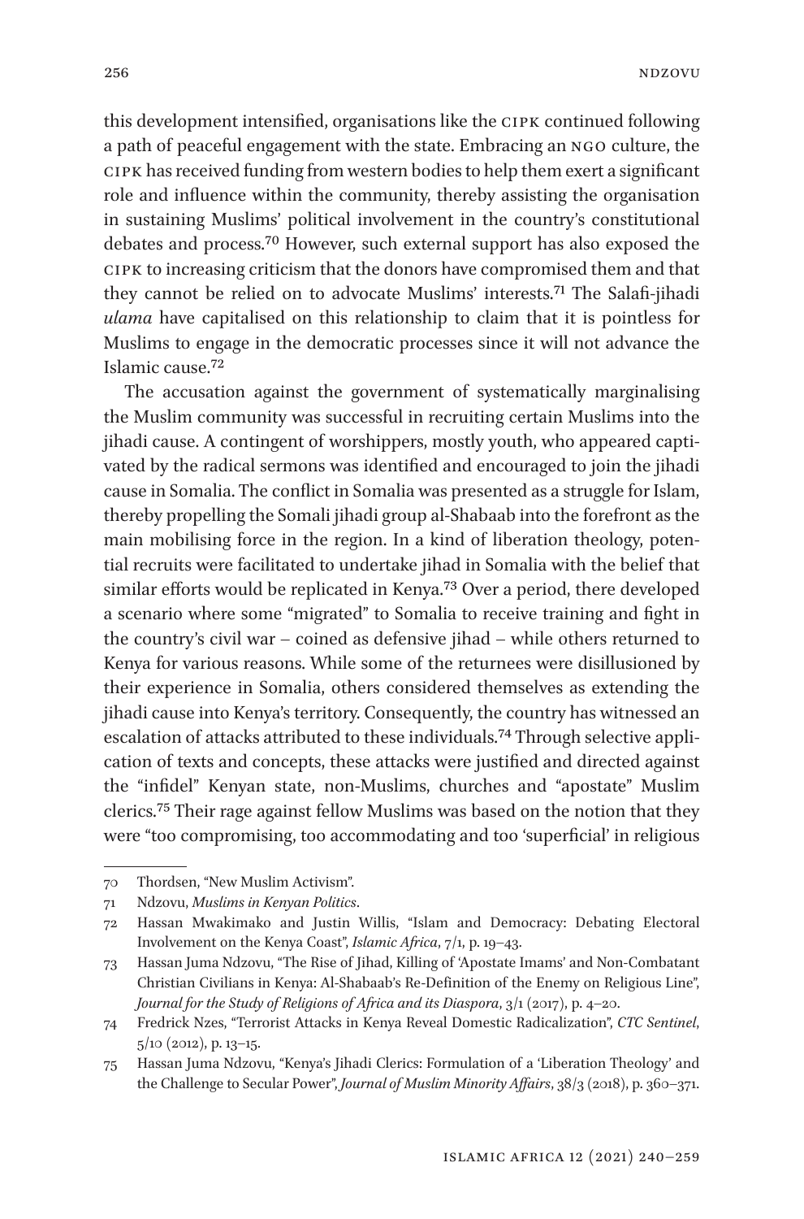this development intensified, organisations like the CIPK continued following a path of peaceful engagement with the state. Embracing an NGO culture, the CIPK has received funding from western bodies to help them exert a significant role and influence within the community, thereby assisting the organisation in sustaining Muslims' political involvement in the country's constitutional debates and process.[70] However, such external support has also exposed the CIPK to increasing criticism that the donors have compromised them and that they cannot be relied on to advocate Muslims' interests.[71] The Salafi-jihadi *ulama* have capitalised on this relationship to claim that it is pointless for Muslims to engage in the democratic processes since it will not advance the Islamic cause.[72]

The accusation against the government of systematically marginalising the Muslim community was successful in recruiting certain Muslims into the jihadi cause. A contingent of worshippers, mostly youth, who appeared captivated by the radical sermons was identified and encouraged to join the jihadi cause in Somalia. The conflict in Somalia was presented as a struggle for Islam, thereby propelling the Somali jihadi group al-Shabaab into the forefront as the main mobilising force in the region. In a kind of liberation theology, potential recruits were facilitated to undertake jihad in Somalia with the belief that similar efforts would be replicated in Kenya.[73] Over a period, there developed a scenario where some "migrated" to Somalia to receive training and fight in the country's civil war – coined as defensive jihad – while others returned to Kenya for various reasons. While some of the returnees were disillusioned by their experience in Somalia, others considered themselves as extending the jihadi cause into Kenya's territory. Consequently, the country has witnessed an escalation of attacks attributed to these individuals.[74] Through selective application of texts and concepts, these attacks were justified and directed against the "infidel" Kenyan state, non-Muslims, churches and "apostate" Muslim clerics.[75] Their rage against fellow Muslims was based on the notion that they were "too compromising, too accommodating and too 'superficial' in religious

---

70 Thordsen, "New Muslim Activism".

71 Ndzovu, *Muslims in Kenyan Politics*.

72 Hassan Mwakimako and Justin Willis, "Islam and Democracy: Debating Electoral Involvement on the Kenya Coast", *Islamic Africa*, 7/1, p. 19–43.

73 Hassan Juma Ndzovu, "The Rise of Jihad, Killing of 'Apostate Imams' and Non-Combatant Christian Civilians in Kenya: Al-Shabaab's Re-Definition of the Enemy on Religious Line", *Journal for the Study of Religions of Africa and its Diaspora*, 3/1 (2017), p. 4–20.

74 Fredrick Nzes, "Terrorist Attacks in Kenya Reveal Domestic Radicalization", *CTC Sentinel*, 5/10 (2012), p. 13–15.

75 Hassan Juma Ndzovu, "Kenya's Jihadi Clerics: Formulation of a 'Liberation Theology' and the Challenge to Secular Power", *Journal of Muslim Minority Affairs*, 38/3 (2018), p. 360–371.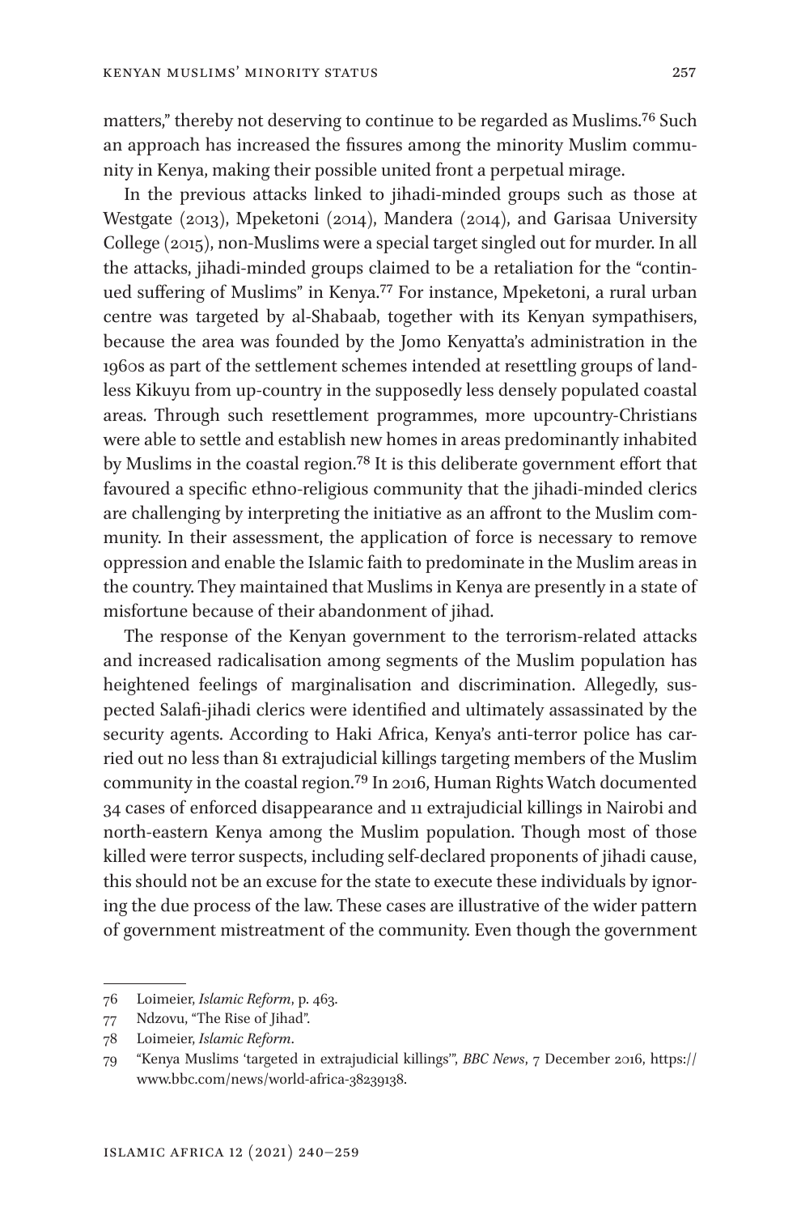matters," thereby not deserving to continue to be regarded as Muslims.[76] Such an approach has increased the fissures among the minority Muslim community in Kenya, making their possible united front a perpetual mirage.

In the previous attacks linked to jihadi-minded groups such as those at Westgate (2013), Mpeketoni (2014), Mandera (2014), and Garisaa University College (2015), non-Muslims were a special target singled out for murder. In all the attacks, jihadi-minded groups claimed to be a retaliation for the "continued suffering of Muslims" in Kenya.[77] For instance, Mpeketoni, a rural urban centre was targeted by al-Shabaab, together with its Kenyan sympathisers, because the area was founded by the Jomo Kenyatta's administration in the 1960s as part of the settlement schemes intended at resettling groups of landless Kikuyu from up-country in the supposedly less densely populated coastal areas. Through such resettlement programmes, more upcountry-Christians were able to settle and establish new homes in areas predominantly inhabited by Muslims in the coastal region.[78] It is this deliberate government effort that favoured a specific ethno-religious community that the jihadi-minded clerics are challenging by interpreting the initiative as an affront to the Muslim community. In their assessment, the application of force is necessary to remove oppression and enable the Islamic faith to predominate in the Muslim areas in the country. They maintained that Muslims in Kenya are presently in a state of misfortune because of their abandonment of jihad.

The response of the Kenyan government to the terrorism-related attacks and increased radicalisation among segments of the Muslim population has heightened feelings of marginalisation and discrimination. Allegedly, suspected Salafi-jihadi clerics were identified and ultimately assassinated by the security agents. According to Haki Africa, Kenya's anti-terror police has carried out no less than 81 extrajudicial killings targeting members of the Muslim community in the coastal region.[79] In 2016, Human Rights Watch documented 34 cases of enforced disappearance and 11 extrajudicial killings in Nairobi and north-eastern Kenya among the Muslim population. Though most of those killed were terror suspects, including self-declared proponents of jihadi cause, this should not be an excuse for the state to execute these individuals by ignoring the due process of the law. These cases are illustrative of the wider pattern of government mistreatment of the community. Even though the government

---

76 Loimeier, *Islamic Reform*, p. 463.

77 Ndzovu, "The Rise of Jihad".

78 Loimeier, *Islamic Reform*.

79 "Kenya Muslims 'targeted in extrajudicial killings'", *BBC News*, 7 December 2016, https://www.bbc.com/news/world-africa-38239138.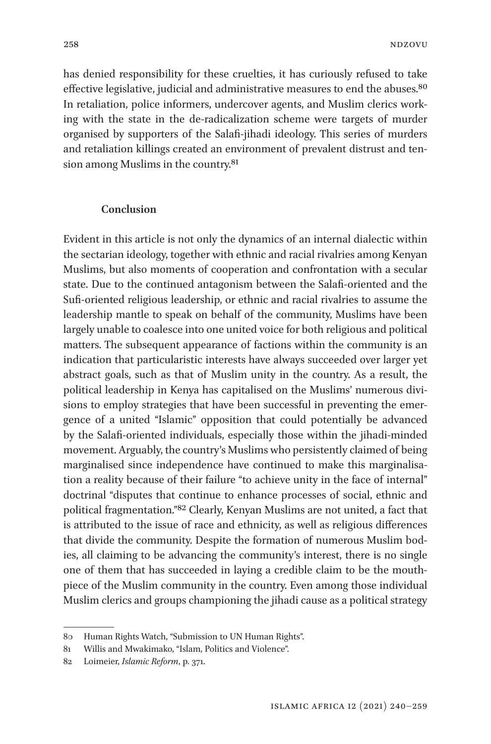has denied responsibility for these cruelties, it has curiously refused to take effective legislative, judicial and administrative measures to end the abuses.[80] In retaliation, police informers, undercover agents, and Muslim clerics working with the state in the de-radicalization scheme were targets of murder organised by supporters of the Salafi-jihadi ideology. This series of murders and retaliation killings created an environment of prevalent distrust and tension among Muslims in the country.[81]

## Conclusion

Evident in this article is not only the dynamics of an internal dialectic within the sectarian ideology, together with ethnic and racial rivalries among Kenyan Muslims, but also moments of cooperation and confrontation with a secular state. Due to the continued antagonism between the Salafi-oriented and the Sufi-oriented religious leadership, or ethnic and racial rivalries to assume the leadership mantle to speak on behalf of the community, Muslims have been largely unable to coalesce into one united voice for both religious and political matters. The subsequent appearance of factions within the community is an indication that particularistic interests have always succeeded over larger yet abstract goals, such as that of Muslim unity in the country. As a result, the political leadership in Kenya has capitalised on the Muslims' numerous divisions to employ strategies that have been successful in preventing the emergence of a united "Islamic" opposition that could potentially be advanced by the Salafi-oriented individuals, especially those within the jihadi-minded movement. Arguably, the country's Muslims who persistently claimed of being marginalised since independence have continued to make this marginalisation a reality because of their failure "to achieve unity in the face of internal" doctrinal "disputes that continue to enhance processes of social, ethnic and political fragmentation."[82] Clearly, Kenyan Muslims are not united, a fact that is attributed to the issue of race and ethnicity, as well as religious differences that divide the community. Despite the formation of numerous Muslim bodies, all claiming to be advancing the community's interest, there is no single one of them that has succeeded in laying a credible claim to be the mouthpiece of the Muslim community in the country. Even among those individual Muslim clerics and groups championing the jihadi cause as a political strategy

---

80 Human Rights Watch, "Submission to UN Human Rights".

81 Willis and Mwakimako, "Islam, Politics and Violence".

82 Loimeier, *Islamic Reform*, p. 371.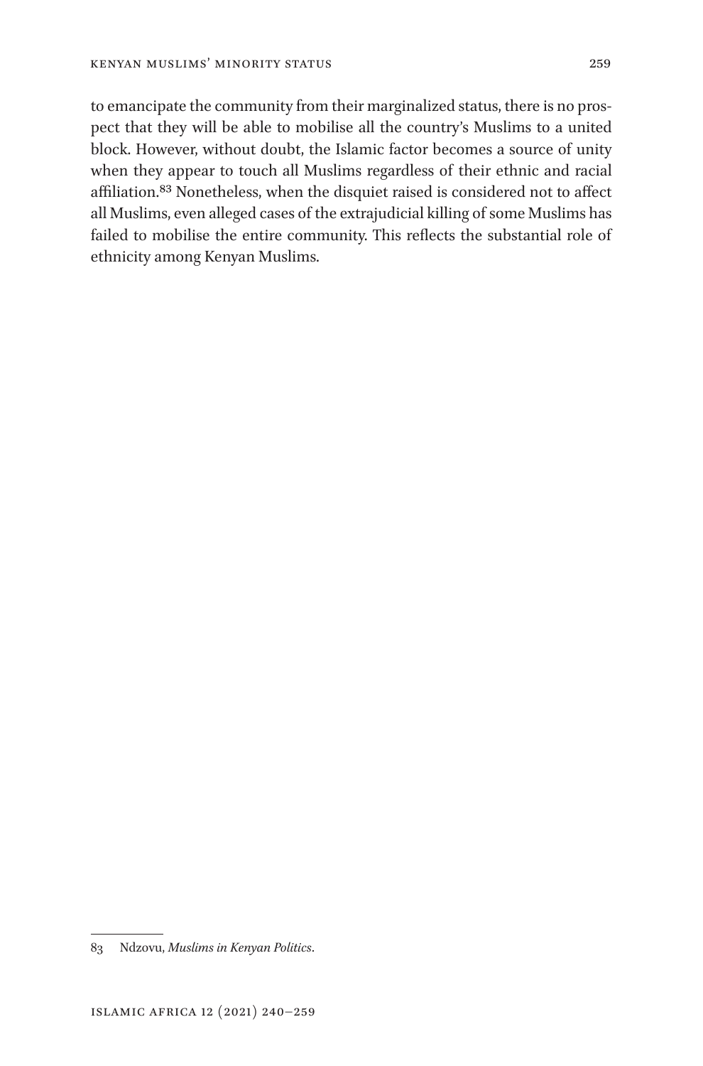to emancipate the community from their marginalized status, there is no prospect that they will be able to mobilise all the country's Muslims to a united block. However, without doubt, the Islamic factor becomes a source of unity when they appear to touch all Muslims regardless of their ethnic and racial affiliation.[83] Nonetheless, when the disquiet raised is considered not to affect all Muslims, even alleged cases of the extrajudicial killing of some Muslims has failed to mobilise the entire community. This reflects the substantial role of ethnicity among Kenyan Muslims.

---

83 Ndzovu, *Muslims in Kenyan Politics*.